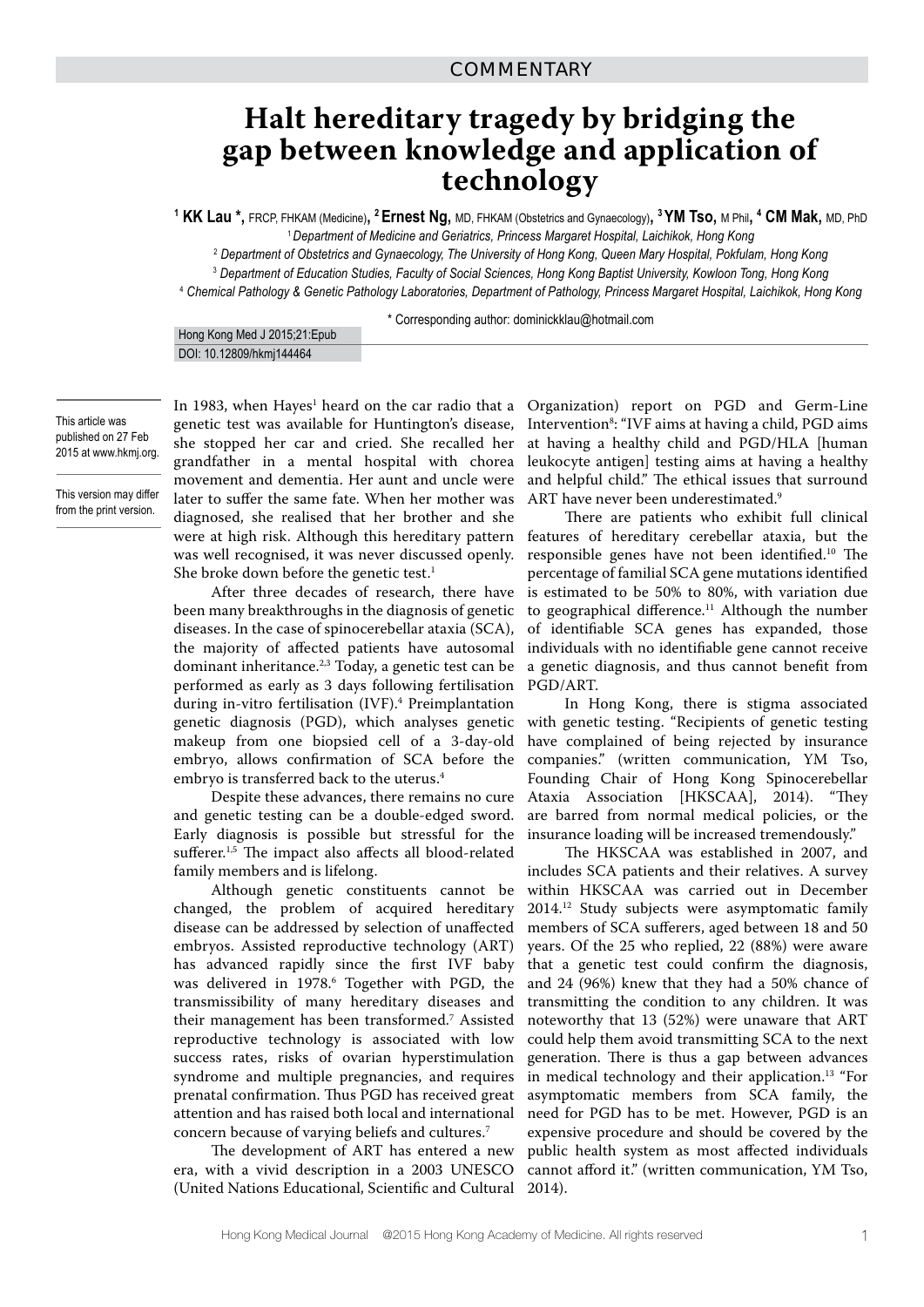COMMENTARY

# Halt hereditary tragedy by bridging the gap between knowledge and application of technology

**[1] KK Lau \***, FRCP, FHKAM (Medicine), **[2] Ernest Ng**, MD, FHKAM (Obstetrics and Gynaecology), **[3] YM Tso**, M Phil, **[4] CM Mak**, MD, PhD

[1] *Department of Medicine and Geriatrics, Princess Margaret Hospital, Laichikok, Hong Kong*

[2] *Department of Obstetrics and Gynaecology, The University of Hong Kong, Queen Mary Hospital, Pokfulam, Hong Kong*

[3] *Department of Education Studies, Faculty of Social Sciences, Hong Kong Baptist University, Kowloon Tong, Hong Kong*

[4] *Chemical Pathology & Genetic Pathology Laboratories, Department of Pathology, Princess Margaret Hospital, Laichikok, Hong Kong*

\* Corresponding author: dominickklau@hotmail.com

Hong Kong Med J 2015;21:Epub
DOI: 10.12809/hkmj144464

This article was published on 27 Feb 2015 at www.hkmj.org.

This version may differ from the print version.

In 1983, when Hayes[1] heard on the car radio that a genetic test was available for Huntington's disease, she stopped her car and cried. She recalled her grandfather in a mental hospital with chorea movement and dementia. Her aunt and uncle were later to suffer the same fate. When her mother was diagnosed, she realised that her brother and she were at high risk. Although this hereditary pattern was well recognised, it was never discussed openly. She broke down before the genetic test.[1]

After three decades of research, there have been many breakthroughs in the diagnosis of genetic diseases. In the case of spinocerebellar ataxia (SCA), the majority of affected patients have autosomal dominant inheritance.[2,3] Today, a genetic test can be performed as early as 3 days following fertilisation during in-vitro fertilisation (IVF).[4] Preimplantation genetic diagnosis (PGD), which analyses genetic makeup from one biopsied cell of a 3-day-old embryo, allows confirmation of SCA before the embryo is transferred back to the uterus.[4]

Despite these advances, there remains no cure and genetic testing can be a double-edged sword. Early diagnosis is possible but stressful for the sufferer.[1,5] The impact also affects all blood-related family members and is lifelong.

Although genetic constituents cannot be changed, the problem of acquired hereditary disease can be addressed by selection of unaffected embryos. Assisted reproductive technology (ART) has advanced rapidly since the first IVF baby was delivered in 1978.[6] Together with PGD, the transmissibility of many hereditary diseases and their management has been transformed.[7] Assisted reproductive technology is associated with low success rates, risks of ovarian hyperstimulation syndrome and multiple pregnancies, and requires prenatal confirmation. Thus PGD has received great attention and has raised both local and international concern because of varying beliefs and cultures.[7]

The development of ART has entered a new era, with a vivid description in a 2003 UNESCO (United Nations Educational, Scientific and Cultural Organization) report on PGD and Germ-Line Intervention[8]: "IVF aims at having a child, PGD aims at having a healthy child and PGD/HLA [human leukocyte antigen] testing aims at having a healthy and helpful child." The ethical issues that surround ART have never been underestimated.[9]

There are patients who exhibit full clinical features of hereditary cerebellar ataxia, but the responsible genes have not been identified.[10] The percentage of familial SCA gene mutations identified is estimated to be 50% to 80%, with variation due to geographical difference.[11] Although the number of identifiable SCA genes has expanded, those individuals with no identifiable gene cannot receive a genetic diagnosis, and thus cannot benefit from PGD/ART.

In Hong Kong, there is stigma associated with genetic testing. "Recipients of genetic testing have complained of being rejected by insurance companies." (written communication, YM Tso, Founding Chair of Hong Kong Spinocerebellar Ataxia Association [HKSCAA], 2014). "They are barred from normal medical policies, or the insurance loading will be increased tremendously."

The HKSCAA was established in 2007, and includes SCA patients and their relatives. A survey within HKSCAA was carried out in December 2014.[12] Study subjects were asymptomatic family members of SCA sufferers, aged between 18 and 50 years. Of the 25 who replied, 22 (88%) were aware that a genetic test could confirm the diagnosis, and 24 (96%) knew that they had a 50% chance of transmitting the condition to any children. It was noteworthy that 13 (52%) were unaware that ART could help them avoid transmitting SCA to the next generation. There is thus a gap between advances in medical technology and their application.[13] "For asymptomatic members from SCA family, the need for PGD has to be met. However, PGD is an expensive procedure and should be covered by the public health system as most affected individuals cannot afford it." (written communication, YM Tso, 2014).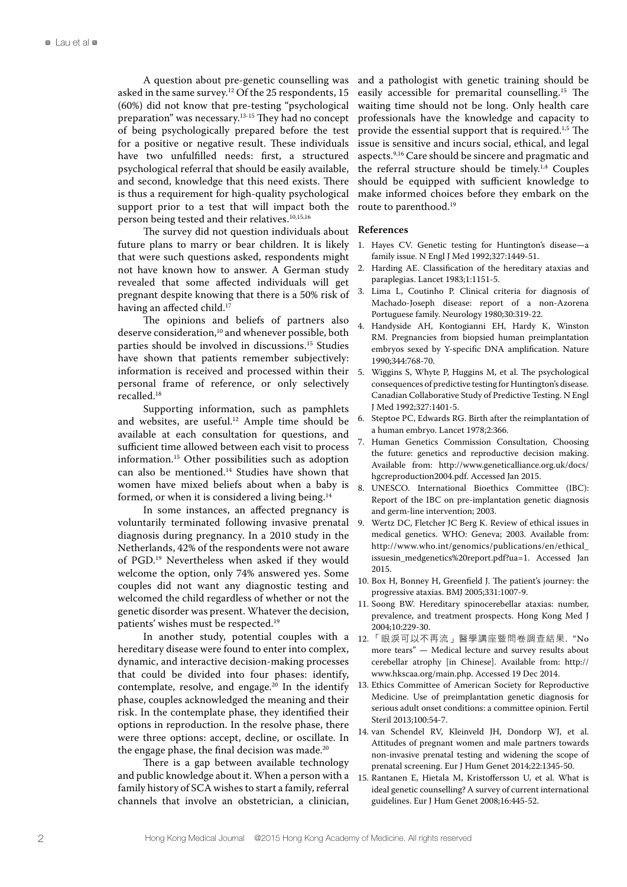A question about pre-genetic counselling was asked in the same survey.[12] Of the 25 respondents, 15 (60%) did not know that pre-testing "psychological preparation" was necessary.[13-15] They had no concept of being psychologically prepared before the test for a positive or negative result. These individuals have two unfulfilled needs: first, a structured psychological referral that should be easily available, and second, knowledge that this need exists. There is thus a requirement for high-quality psychological support prior to a test that will impact both the person being tested and their relatives.[10,15,16]

The survey did not question individuals about future plans to marry or bear children. It is likely that were such questions asked, respondents might not have known how to answer. A German study revealed that some affected individuals will get pregnant despite knowing that there is a 50% risk of having an affected child.[17]

The opinions and beliefs of partners also deserve consideration,[10] and whenever possible, both parties should be involved in discussions.[15] Studies have shown that patients remember subjectively: information is received and processed within their personal frame of reference, or only selectively recalled.[18]

Supporting information, such as pamphlets and websites, are useful.[12] Ample time should be available at each consultation for questions, and sufficient time allowed between each visit to process information.[15] Other possibilities such as adoption can also be mentioned.[14] Studies have shown that women have mixed beliefs about when a baby is formed, or when it is considered a living being.[14]

In some instances, an affected pregnancy is voluntarily terminated following invasive prenatal diagnosis during pregnancy. In a 2010 study in the Netherlands, 42% of the respondents were not aware of PGD.[19] Nevertheless when asked if they would welcome the option, only 74% answered yes. Some couples did not want any diagnostic testing and welcomed the child regardless of whether or not the genetic disorder was present. Whatever the decision, patients' wishes must be respected.[19]

In another study, potential couples with a hereditary disease were found to enter into complex, dynamic, and interactive decision-making processes that could be divided into four phases: identify, contemplate, resolve, and engage.[20] In the identify phase, couples acknowledged the meaning and their risk. In the contemplate phase, they identified their options in reproduction. In the resolve phase, there were three options: accept, decline, or oscillate. In the engage phase, the final decision was made.[20]

There is a gap between available technology and public knowledge about it. When a person with a family history of SCA wishes to start a family, referral channels that involve an obstetrician, a clinician, and a pathologist with genetic training should be easily accessible for premarital counselling.[15] The waiting time should not be long. Only health care professionals have the knowledge and capacity to provide the essential support that is required.[1,5] The issue is sensitive and incurs social, ethical, and legal aspects.[9,16] Care should be sincere and pragmatic and the referral structure should be timely.[1,4] Couples should be equipped with sufficient knowledge to make informed choices before they embark on the route to parenthood.[19]

## References

1. Hayes CV. Genetic testing for Huntington's disease—a family issue. N Engl J Med 1992;327:1449-51.
2. Harding AE. Classification of the hereditary ataxias and paraplegias. Lancet 1983;1:1151-5.
3. Lima L, Coutinho P. Clinical criteria for diagnosis of Machado-Joseph disease: report of a non-Azorena Portuguese family. Neurology 1980;30:319-22.
4. Handyside AH, Kontogianni EH, Hardy K, Winston RM. Pregnancies from biopsied human preimplantation embryos sexed by Y-specific DNA amplification. Nature 1990;344:768-70.
5. Wiggins S, Whyte P, Huggins M, et al. The psychological consequences of predictive testing for Huntington's disease. Canadian Collaborative Study of Predictive Testing. N Engl J Med 1992;327:1401-5.
6. Steptoe PC, Edwards RG. Birth after the reimplantation of a human embryo. Lancet 1978;2:366.
7. Human Genetics Commission Consultation, Choosing the future: genetics and reproductive decision making. Available from: http://www.geneticalliance.org.uk/docs/hgcreproduction2004.pdf. Accessed Jan 2015.
8. UNESCO. International Bioethics Committee (IBC): Report of the IBC on pre-implantation genetic diagnosis and germ-line intervention; 2003.
9. Wertz DC, Fletcher JC Berg K. Review of ethical issues in medical genetics. WHO: Geneva; 2003. Available from: http://www.who.int/genomics/publications/en/ethical_issuesin_medgenetics%20report.pdf?ua=1. Accessed Jan 2015.
10. Box H, Bonney H, Greenfield J. The patient's journey: the progressive ataxias. BMJ 2005;331:1007-9.
11. Soong BW. Hereditary spinocerebellar ataxias: number, prevalence, and treatment prospects. Hong Kong Med J 2004;10:229-30.
12. 「眼淚可以不再流」醫學講座暨問卷調查結果. "No more tears" — Medical lecture and survey results about cerebellar atrophy [in Chinese]. Available from: http://www.hkscaa.org/main.php. Accessed 19 Dec 2014.
13. Ethics Committee of American Society for Reproductive Medicine. Use of preimplantation genetic diagnosis for serious adult onset conditions: a committee opinion. Fertil Steril 2013;100:54-7.
14. van Schendel RV, Kleinveld JH, Dondorp WJ, et al. Attitudes of pregnant women and male partners towards non-invasive prenatal testing and widening the scope of prenatal screening. Eur J Hum Genet 2014;22:1345-50.
15. Rantanen E, Hietala M, Kristoffersson U, et al. What is ideal genetic counselling? A survey of current international guidelines. Eur J Hum Genet 2008;16:445-52.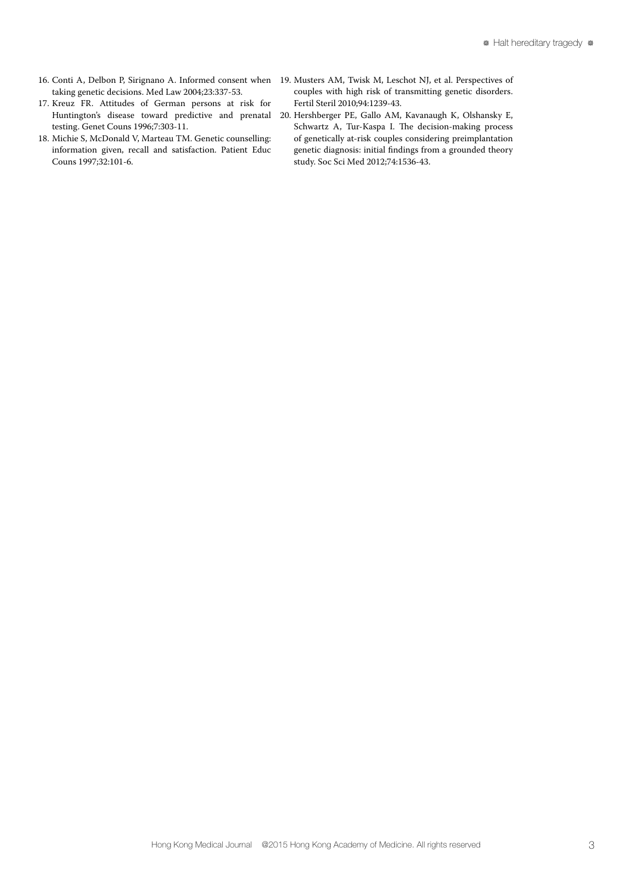16. Conti A, Delbon P, Sirignano A. Informed consent when taking genetic decisions. Med Law 2004;23:337-53.
17. Kreuz FR. Attitudes of German persons at risk for Huntington's disease toward predictive and prenatal testing. Genet Couns 1996;7:303-11.
18. Michie S, McDonald V, Marteau TM. Genetic counselling: information given, recall and satisfaction. Patient Educ Couns 1997;32:101-6.
19. Musters AM, Twisk M, Leschot NJ, et al. Perspectives of couples with high risk of transmitting genetic disorders. Fertil Steril 2010;94:1239-43.
20. Hershberger PE, Gallo AM, Kavanaugh K, Olshansky E, Schwartz A, Tur-Kaspa I. The decision-making process of genetically at-risk couples considering preimplantation genetic diagnosis: initial findings from a grounded theory study. Soc Sci Med 2012;74:1536-43.